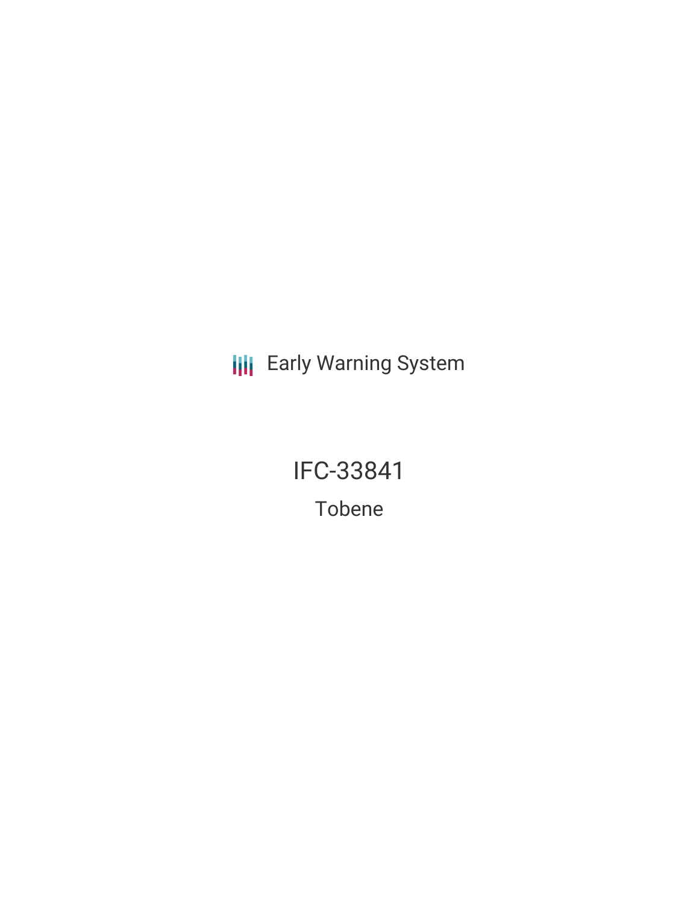Early Warning System

# IFC-33841

## Tobene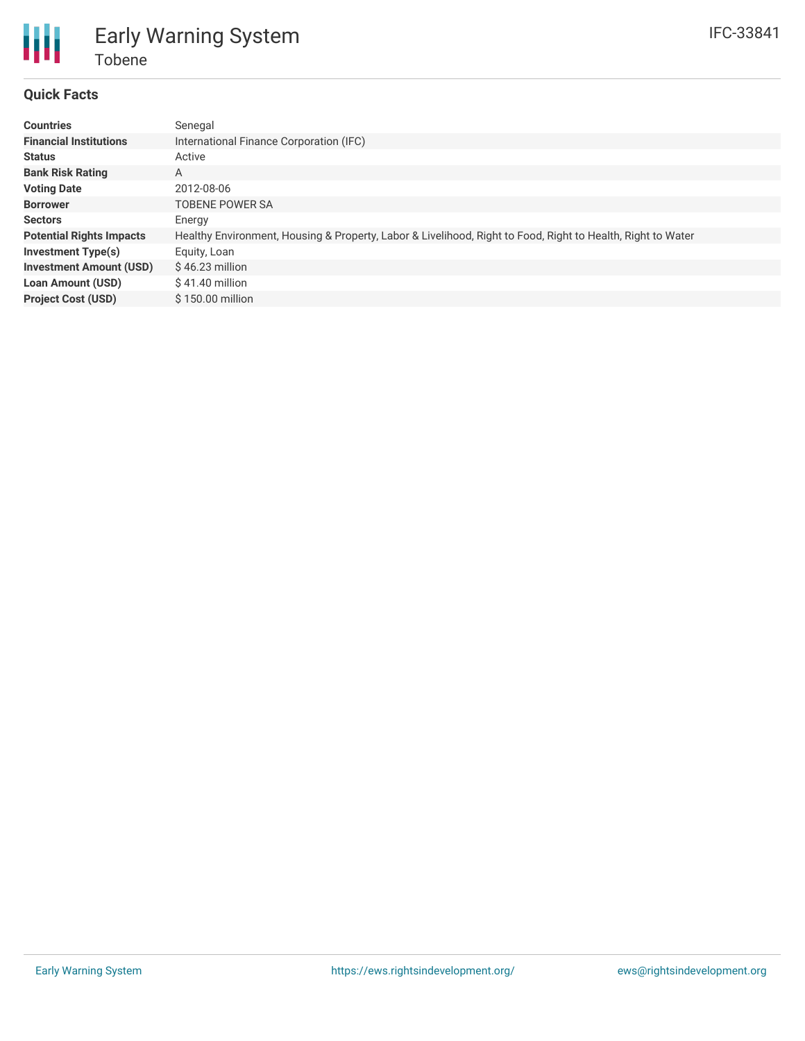# Early Warning System

## Tobene

IFC-33841

### Quick Facts

| | |
|---|---|
| **Countries** | Senegal |
| **Financial Institutions** | International Finance Corporation (IFC) |
| **Status** | Active |
| **Bank Risk Rating** | A |
| **Voting Date** | 2012-08-06 |
| **Borrower** | TOBENE POWER SA |
| **Sectors** | Energy |
| **Potential Rights Impacts** | Healthy Environment, Housing & Property, Labor & Livelihood, Right to Food, Right to Health, Right to Water |
| **Investment Type(s)** | Equity, Loan |
| **Investment Amount (USD)** | $ 46.23 million |
| **Loan Amount (USD)** | $ 41.40 million |
| **Project Cost (USD)** | $ 150.00 million |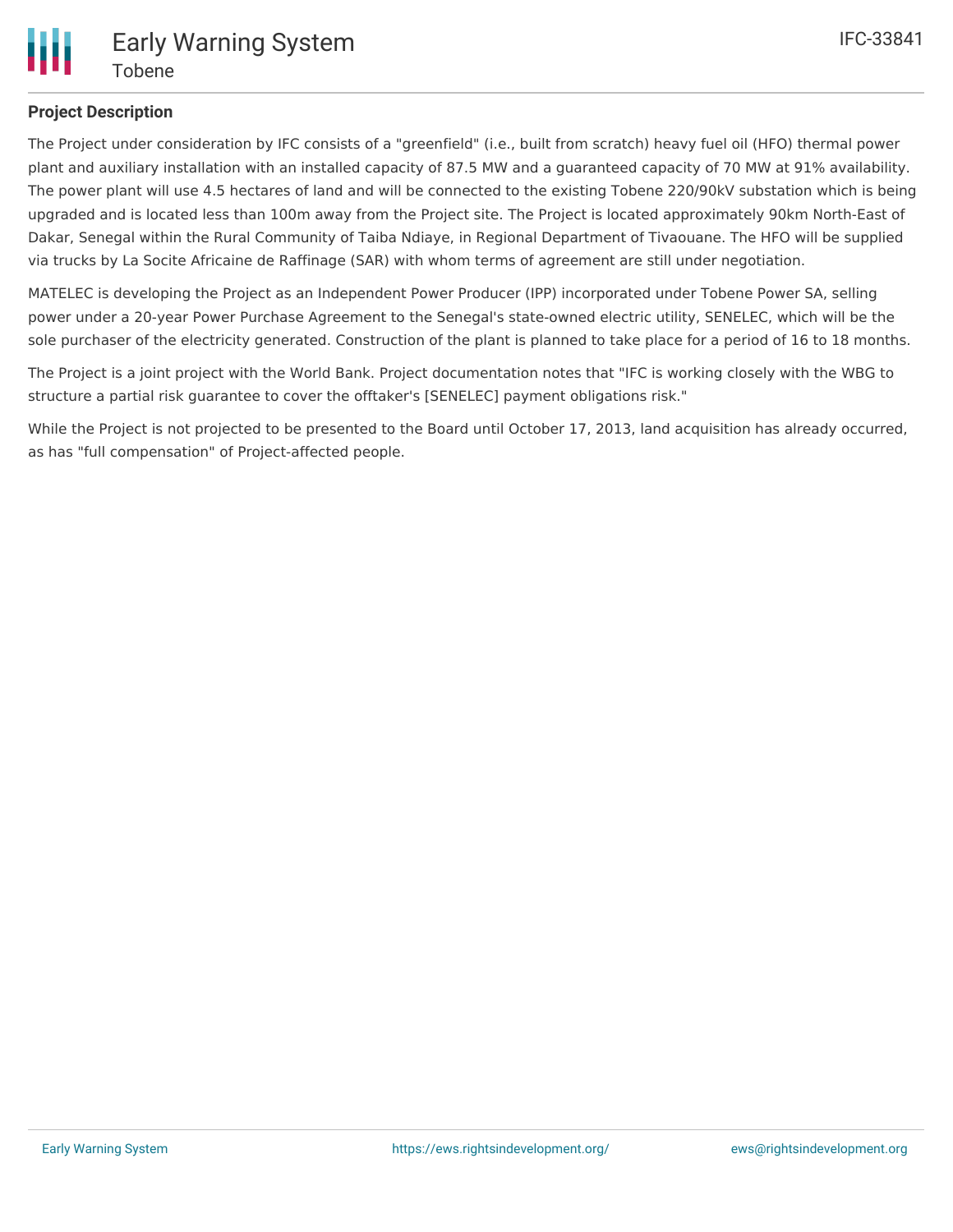## Project Description

The Project under consideration by IFC consists of a "greenfield" (i.e., built from scratch) heavy fuel oil (HFO) thermal power plant and auxiliary installation with an installed capacity of 87.5 MW and a guaranteed capacity of 70 MW at 91% availability. The power plant will use 4.5 hectares of land and will be connected to the existing Tobene 220/90kV substation which is being upgraded and is located less than 100m away from the Project site. The Project is located approximately 90km North-East of Dakar, Senegal within the Rural Community of Taiba Ndiaye, in Regional Department of Tivaouane. The HFO will be supplied via trucks by La Socite Africaine de Raffinage (SAR) with whom terms of agreement are still under negotiation.

MATELEC is developing the Project as an Independent Power Producer (IPP) incorporated under Tobene Power SA, selling power under a 20-year Power Purchase Agreement to the Senegal's state-owned electric utility, SENELEC, which will be the sole purchaser of the electricity generated. Construction of the plant is planned to take place for a period of 16 to 18 months.

The Project is a joint project with the World Bank. Project documentation notes that "IFC is working closely with the WBG to structure a partial risk guarantee to cover the offtaker's [SENELEC] payment obligations risk."

While the Project is not projected to be presented to the Board until October 17, 2013, land acquisition has already occurred, as has "full compensation" of Project-affected people.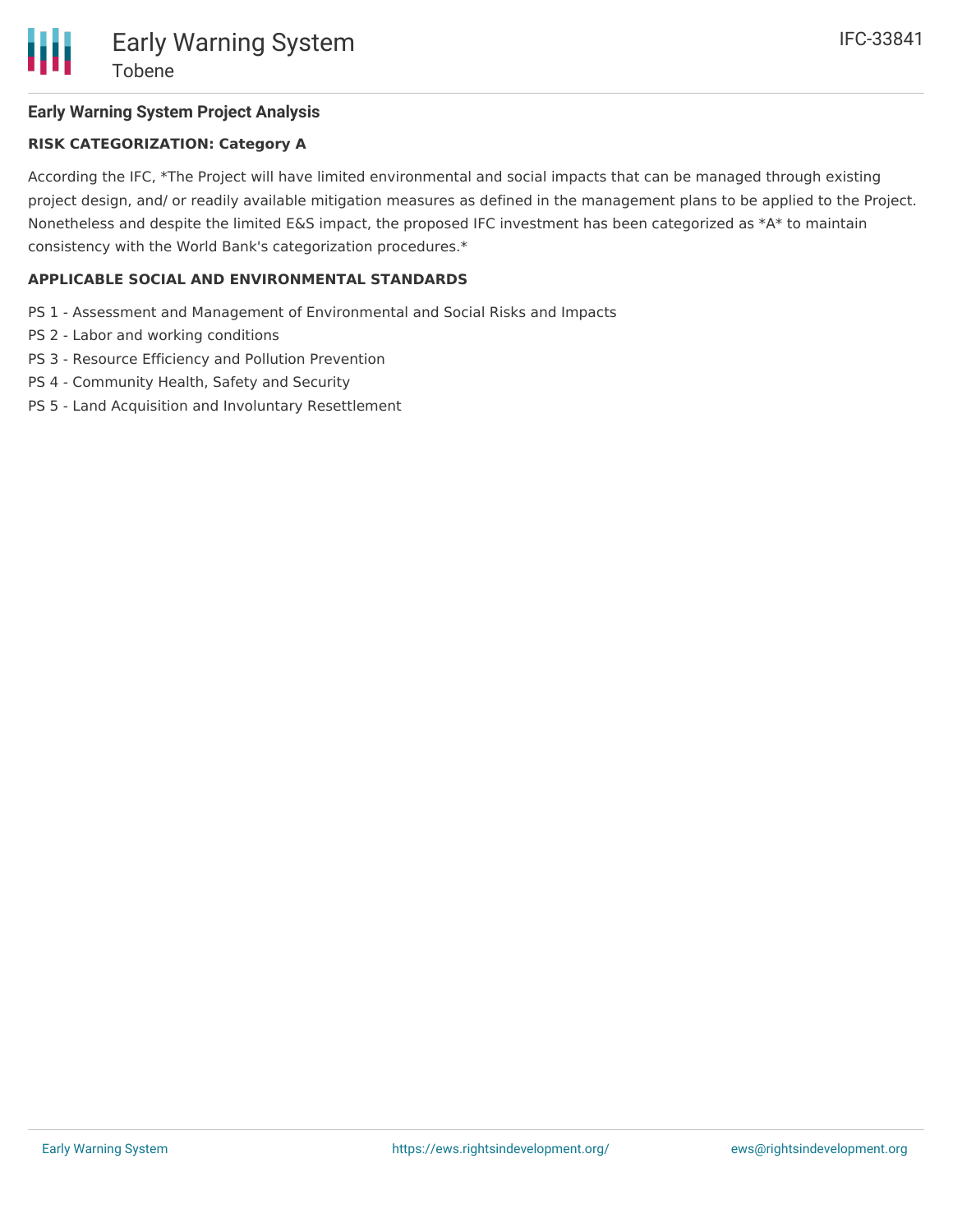**Early Warning System Project Analysis**

**RISK CATEGORIZATION: Category A**

According the IFC, *The Project will have limited environmental and social impacts that can be managed through existing project design, and/ or readily available mitigation measures as defined in the management plans to be applied to the Project. Nonetheless and despite the limited E&S impact, the proposed IFC investment has been categorized as *A* to maintain consistency with the World Bank's categorization procedures.*

**APPLICABLE SOCIAL AND ENVIRONMENTAL STANDARDS**

PS 1 - Assessment and Management of Environmental and Social Risks and Impacts
PS 2 - Labor and working conditions
PS 3 - Resource Efficiency and Pollution Prevention
PS 4 - Community Health, Safety and Security
PS 5 - Land Acquisition and Involuntary Resettlement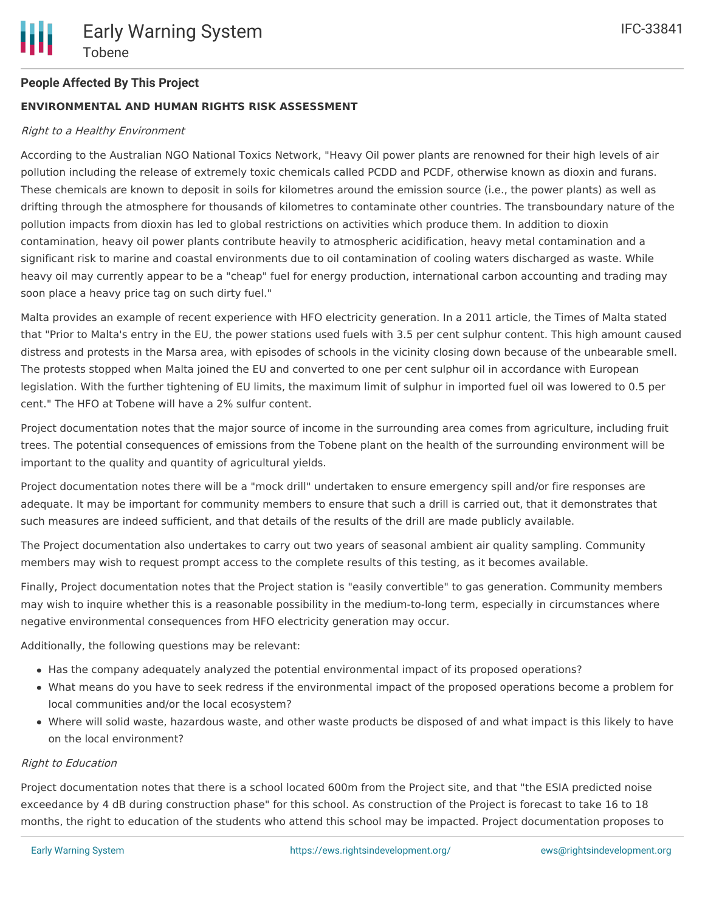## People Affected By This Project

### ENVIRONMENTAL AND HUMAN RIGHTS RISK ASSESSMENT

*Right to a Healthy Environment*

According to the Australian NGO National Toxics Network, "Heavy Oil power plants are renowned for their high levels of air pollution including the release of extremely toxic chemicals called PCDD and PCDF, otherwise known as dioxin and furans. These chemicals are known to deposit in soils for kilometres around the emission source (i.e., the power plants) as well as drifting through the atmosphere for thousands of kilometres to contaminate other countries. The transboundary nature of the pollution impacts from dioxin has led to global restrictions on activities which produce them. In addition to dioxin contamination, heavy oil power plants contribute heavily to atmospheric acidification, heavy metal contamination and a significant risk to marine and coastal environments due to oil contamination of cooling waters discharged as waste. While heavy oil may currently appear to be a "cheap" fuel for energy production, international carbon accounting and trading may soon place a heavy price tag on such dirty fuel."

Malta provides an example of recent experience with HFO electricity generation. In a 2011 article, the Times of Malta stated that "Prior to Malta's entry in the EU, the power stations used fuels with 3.5 per cent sulphur content. This high amount caused distress and protests in the Marsa area, with episodes of schools in the vicinity closing down because of the unbearable smell. The protests stopped when Malta joined the EU and converted to one per cent sulphur oil in accordance with European legislation. With the further tightening of EU limits, the maximum limit of sulphur in imported fuel oil was lowered to 0.5 per cent." The HFO at Tobene will have a 2% sulfur content.

Project documentation notes that the major source of income in the surrounding area comes from agriculture, including fruit trees. The potential consequences of emissions from the Tobene plant on the health of the surrounding environment will be important to the quality and quantity of agricultural yields.

Project documentation notes there will be a "mock drill" undertaken to ensure emergency spill and/or fire responses are adequate. It may be important for community members to ensure that such a drill is carried out, that it demonstrates that such measures are indeed sufficient, and that details of the results of the drill are made publicly available.

The Project documentation also undertakes to carry out two years of seasonal ambient air quality sampling. Community members may wish to request prompt access to the complete results of this testing, as it becomes available.

Finally, Project documentation notes that the Project station is "easily convertible" to gas generation. Community members may wish to inquire whether this is a reasonable possibility in the medium-to-long term, especially in circumstances where negative environmental consequences from HFO electricity generation may occur.

Additionally, the following questions may be relevant:

- Has the company adequately analyzed the potential environmental impact of its proposed operations?
- What means do you have to seek redress if the environmental impact of the proposed operations become a problem for local communities and/or the local ecosystem?
- Where will solid waste, hazardous waste, and other waste products be disposed of and what impact is this likely to have on the local environment?

*Right to Education*

Project documentation notes that there is a school located 600m from the Project site, and that "the ESIA predicted noise exceedance by 4 dB during construction phase" for this school. As construction of the Project is forecast to take 16 to 18 months, the right to education of the students who attend this school may be impacted. Project documentation proposes to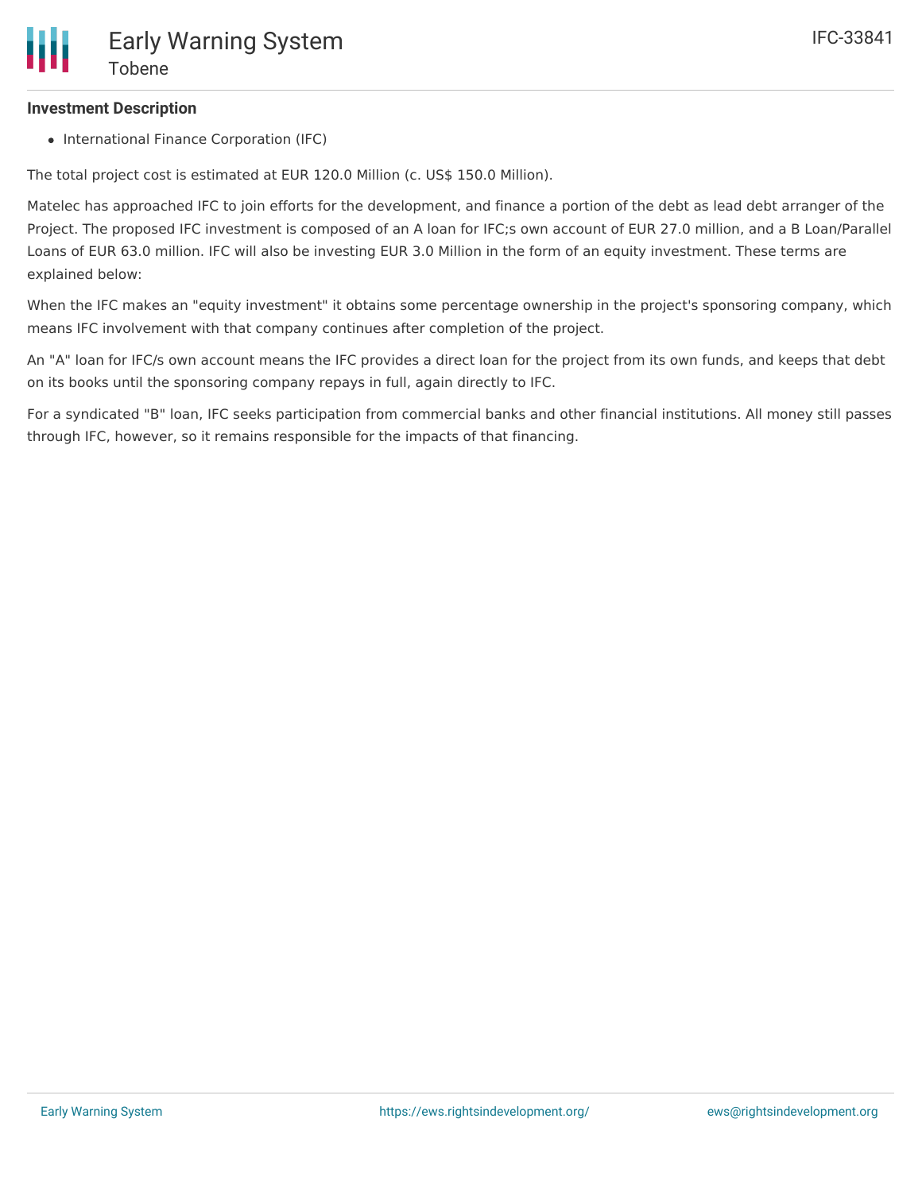**Investment Description**

- International Finance Corporation (IFC)

The total project cost is estimated at EUR 120.0 Million (c. US$ 150.0 Million).

Matelec has approached IFC to join efforts for the development, and finance a portion of the debt as lead debt arranger of the Project. The proposed IFC investment is composed of an A loan for IFC;s own account of EUR 27.0 million, and a B Loan/Parallel Loans of EUR 63.0 million. IFC will also be investing EUR 3.0 Million in the form of an equity investment. These terms are explained below:

When the IFC makes an "equity investment" it obtains some percentage ownership in the project's sponsoring company, which means IFC involvement with that company continues after completion of the project.

An "A" loan for IFC/s own account means the IFC provides a direct loan for the project from its own funds, and keeps that debt on its books until the sponsoring company repays in full, again directly to IFC.

For a syndicated "B" loan, IFC seeks participation from commercial banks and other financial institutions. All money still passes through IFC, however, so it remains responsible for the impacts of that financing.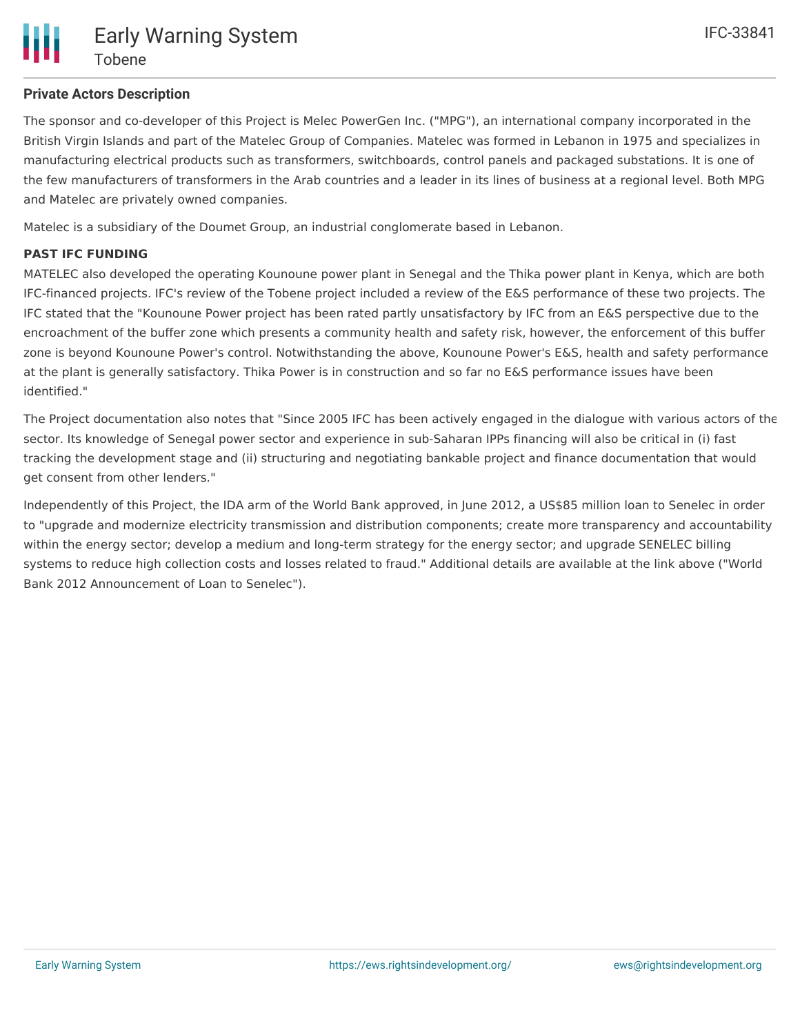## Private Actors Description

The sponsor and co-developer of this Project is Melec PowerGen Inc. ("MPG"), an international company incorporated in the British Virgin Islands and part of the Matelec Group of Companies. Matelec was formed in Lebanon in 1975 and specializes in manufacturing electrical products such as transformers, switchboards, control panels and packaged substations. It is one of the few manufacturers of transformers in the Arab countries and a leader in its lines of business at a regional level. Both MPG and Matelec are privately owned companies.

Matelec is a subsidiary of the Doumet Group, an industrial conglomerate based in Lebanon.

### PAST IFC FUNDING

MATELEC also developed the operating Kounoune power plant in Senegal and the Thika power plant in Kenya, which are both IFC-financed projects. IFC's review of the Tobene project included a review of the E&S performance of these two projects. The IFC stated that the "Kounoune Power project has been rated partly unsatisfactory by IFC from an E&S perspective due to the encroachment of the buffer zone which presents a community health and safety risk, however, the enforcement of this buffer zone is beyond Kounoune Power's control. Notwithstanding the above, Kounoune Power's E&S, health and safety performance at the plant is generally satisfactory. Thika Power is in construction and so far no E&S performance issues have been identified."

The Project documentation also notes that "Since 2005 IFC has been actively engaged in the dialogue with various actors of the sector. Its knowledge of Senegal power sector and experience in sub-Saharan IPPs financing will also be critical in (i) fast tracking the development stage and (ii) structuring and negotiating bankable project and finance documentation that would get consent from other lenders."

Independently of this Project, the IDA arm of the World Bank approved, in June 2012, a US$85 million loan to Senelec in order to "upgrade and modernize electricity transmission and distribution components; create more transparency and accountability within the energy sector; develop a medium and long-term strategy for the energy sector; and upgrade SENELEC billing systems to reduce high collection costs and losses related to fraud." Additional details are available at the link above ("World Bank 2012 Announcement of Loan to Senelec").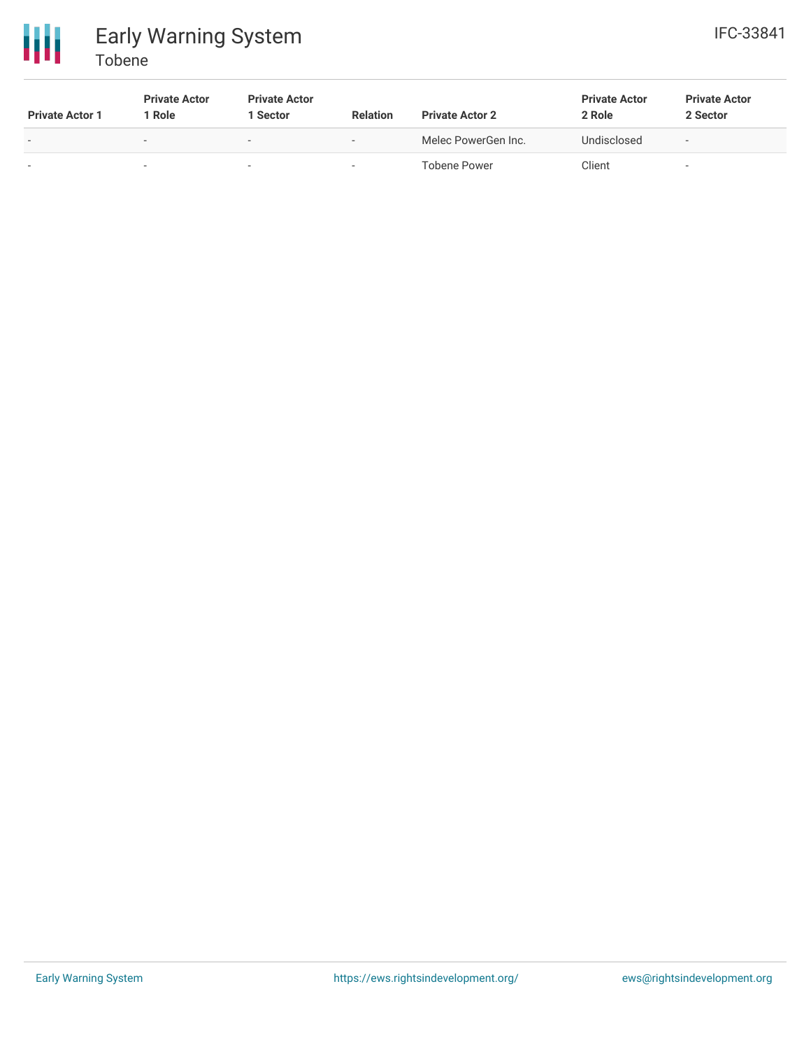| Private Actor 1 | Private Actor 1 Role | Private Actor 1 Sector | Relation | Private Actor 2 | Private Actor 2 Role | Private Actor 2 Sector |
|---|---|---|---|---|---|---|
| - | - | - | - | Melec PowerGen Inc. | Undisclosed | - |
| - | - | - | - | Tobene Power | Client | - |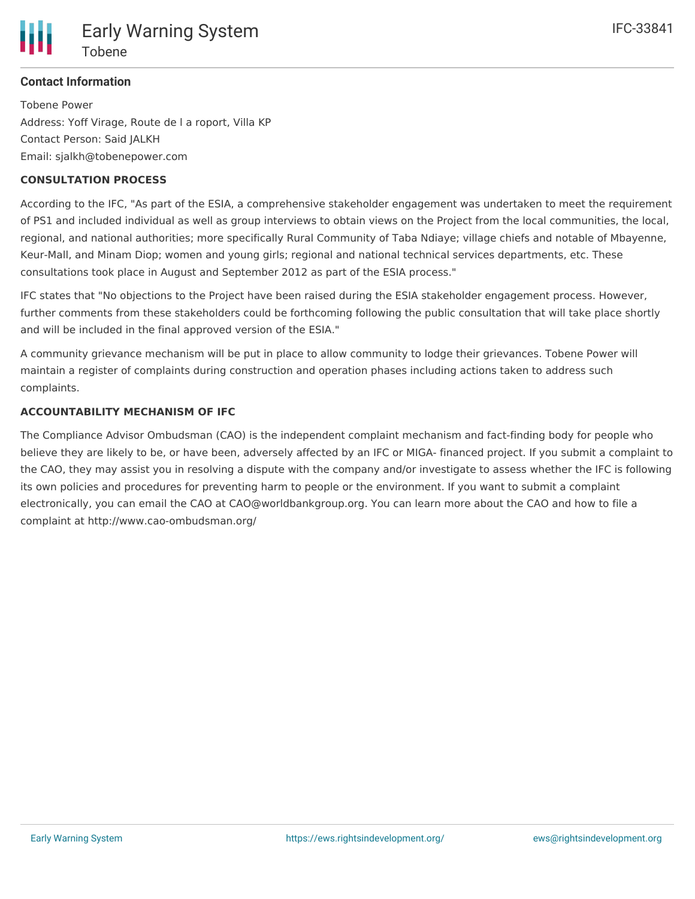**Contact Information**

Tobene Power
Address: Yoff Virage, Route de l a roport, Villa KP
Contact Person: Said JALKH
Email: sjalkh@tobenepower.com

**CONSULTATION PROCESS**

According to the IFC, "As part of the ESIA, a comprehensive stakeholder engagement was undertaken to meet the requirement of PS1 and included individual as well as group interviews to obtain views on the Project from the local communities, the local, regional, and national authorities; more specifically Rural Community of Taba Ndiaye; village chiefs and notable of Mbayenne, Keur-Mall, and Minam Diop; women and young girls; regional and national technical services departments, etc. These consultations took place in August and September 2012 as part of the ESIA process."

IFC states that "No objections to the Project have been raised during the ESIA stakeholder engagement process. However, further comments from these stakeholders could be forthcoming following the public consultation that will take place shortly and will be included in the final approved version of the ESIA."

A community grievance mechanism will be put in place to allow community to lodge their grievances. Tobene Power will maintain a register of complaints during construction and operation phases including actions taken to address such complaints.

**ACCOUNTABILITY MECHANISM OF IFC**

The Compliance Advisor Ombudsman (CAO) is the independent complaint mechanism and fact-finding body for people who believe they are likely to be, or have been, adversely affected by an IFC or MIGA- financed project. If you submit a complaint to the CAO, they may assist you in resolving a dispute with the company and/or investigate to assess whether the IFC is following its own policies and procedures for preventing harm to people or the environment. If you want to submit a complaint electronically, you can email the CAO at CAO@worldbankgroup.org. You can learn more about the CAO and how to file a complaint at http://www.cao-ombudsman.org/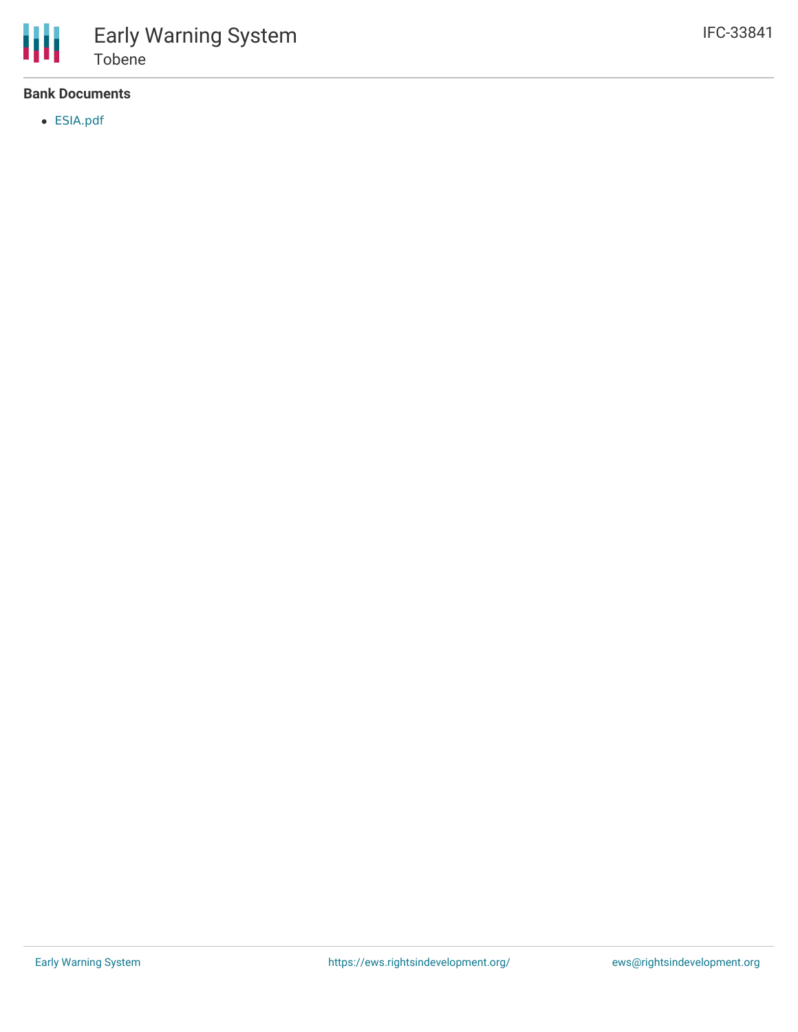**Bank Documents**

- ESIA.pdf